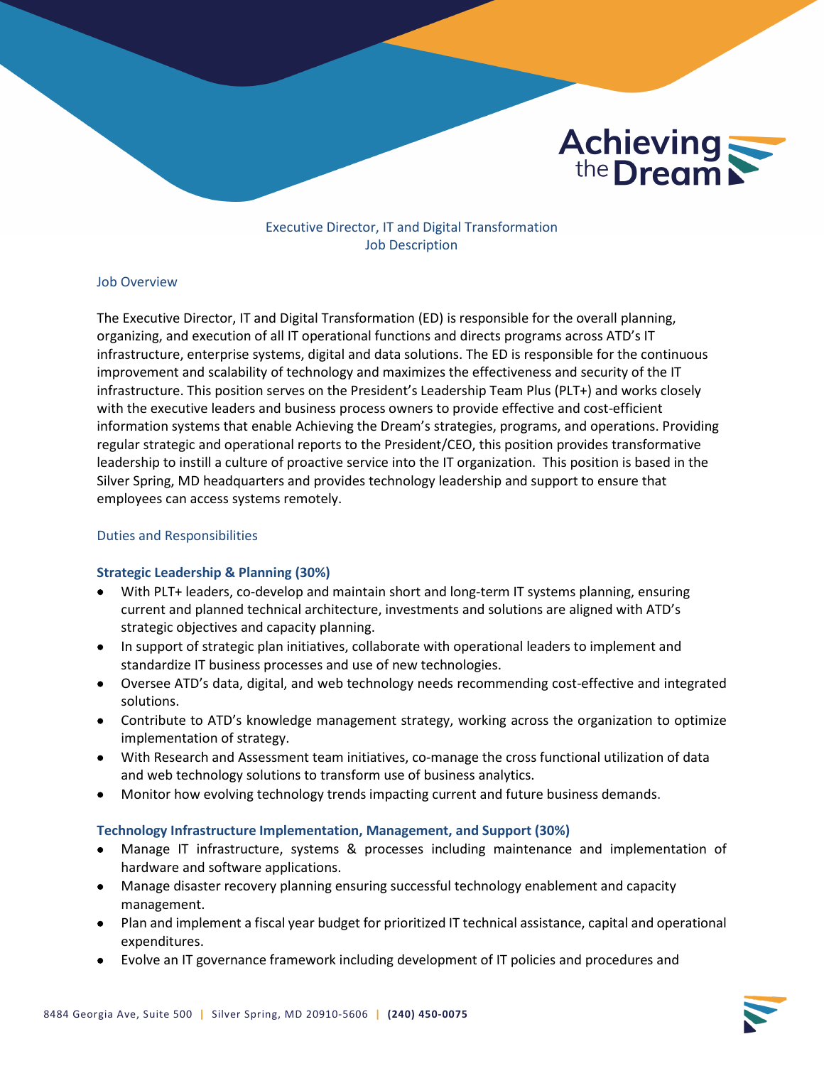# Executive Director, IT and Digital Transformation
## Job Description

### Job Overview

The Executive Director, IT and Digital Transformation (ED) is responsible for the overall planning, organizing, and execution of all IT operational functions and directs programs across ATD's IT infrastructure, enterprise systems, digital and data solutions. The ED is responsible for the continuous improvement and scalability of technology and maximizes the effectiveness and security of the IT infrastructure. This position serves on the President's Leadership Team Plus (PLT+) and works closely with the executive leaders and business process owners to provide effective and cost-efficient information systems that enable Achieving the Dream's strategies, programs, and operations. Providing regular strategic and operational reports to the President/CEO, this position provides transformative leadership to instill a culture of proactive service into the IT organization. This position is based in the Silver Spring, MD headquarters and provides technology leadership and support to ensure that employees can access systems remotely.

### Duties and Responsibilities

**Strategic Leadership & Planning (30%)**

- With PLT+ leaders, co-develop and maintain short and long-term IT systems planning, ensuring current and planned technical architecture, investments and solutions are aligned with ATD's strategic objectives and capacity planning.
- In support of strategic plan initiatives, collaborate with operational leaders to implement and standardize IT business processes and use of new technologies.
- Oversee ATD's data, digital, and web technology needs recommending cost-effective and integrated solutions.
- Contribute to ATD's knowledge management strategy, working across the organization to optimize implementation of strategy.
- With Research and Assessment team initiatives, co-manage the cross functional utilization of data and web technology solutions to transform use of business analytics.
- Monitor how evolving technology trends impacting current and future business demands.

**Technology Infrastructure Implementation, Management, and Support (30%)**

- Manage IT infrastructure, systems & processes including maintenance and implementation of hardware and software applications.
- Manage disaster recovery planning ensuring successful technology enablement and capacity management.
- Plan and implement a fiscal year budget for prioritized IT technical assistance, capital and operational expenditures.
- Evolve an IT governance framework including development of IT policies and procedures and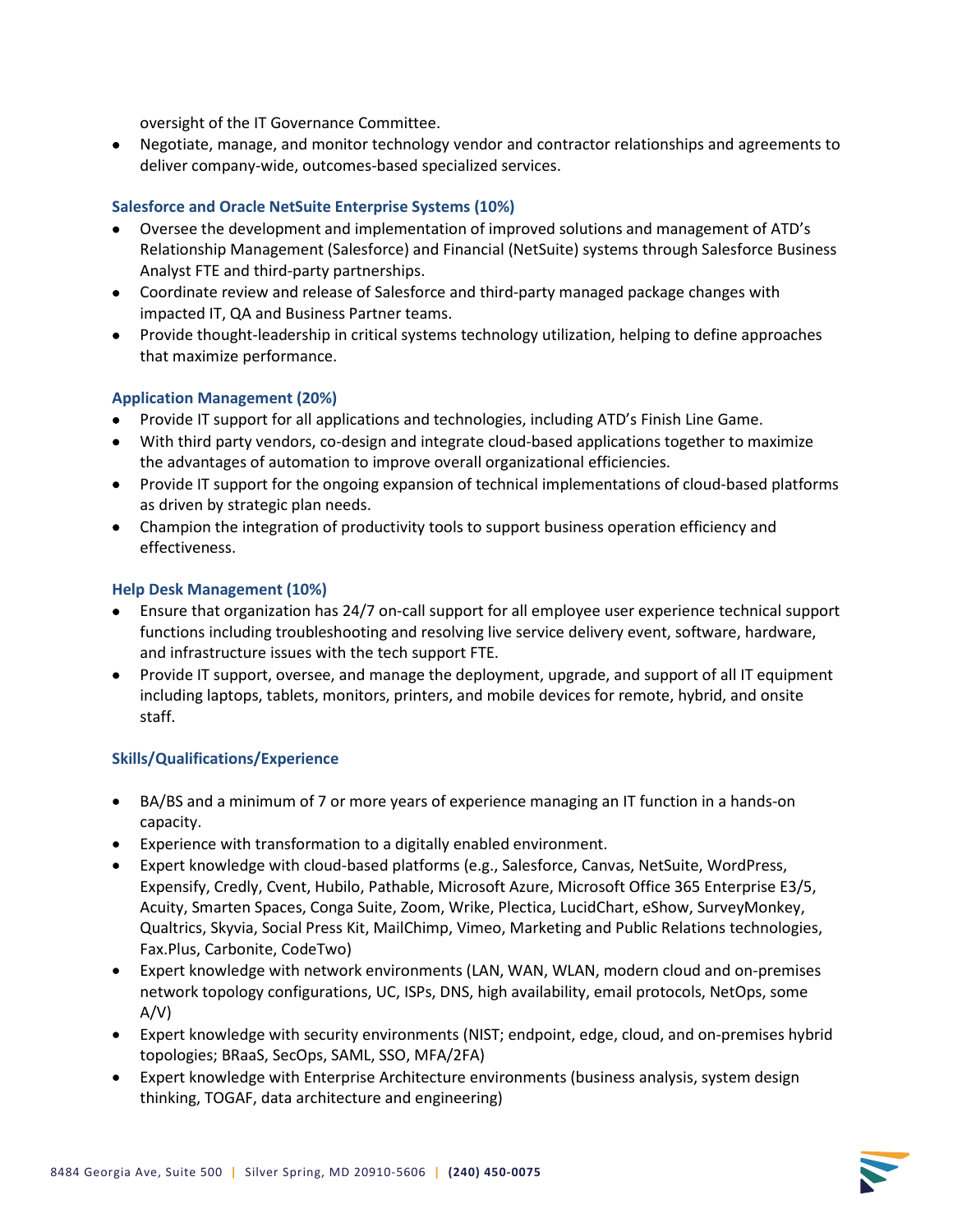oversight of the IT Governance Committee.

- Negotiate, manage, and monitor technology vendor and contractor relationships and agreements to deliver company-wide, outcomes-based specialized services.

### Salesforce and Oracle NetSuite Enterprise Systems (10%)

- Oversee the development and implementation of improved solutions and management of ATD's Relationship Management (Salesforce) and Financial (NetSuite) systems through Salesforce Business Analyst FTE and third-party partnerships.
- Coordinate review and release of Salesforce and third-party managed package changes with impacted IT, QA and Business Partner teams.
- Provide thought-leadership in critical systems technology utilization, helping to define approaches that maximize performance.

### Application Management (20%)

- Provide IT support for all applications and technologies, including ATD's Finish Line Game.
- With third party vendors, co-design and integrate cloud-based applications together to maximize the advantages of automation to improve overall organizational efficiencies.
- Provide IT support for the ongoing expansion of technical implementations of cloud-based platforms as driven by strategic plan needs.
- Champion the integration of productivity tools to support business operation efficiency and effectiveness.

### Help Desk Management (10%)

- Ensure that organization has 24/7 on-call support for all employee user experience technical support functions including troubleshooting and resolving live service delivery event, software, hardware, and infrastructure issues with the tech support FTE.
- Provide IT support, oversee, and manage the deployment, upgrade, and support of all IT equipment including laptops, tablets, monitors, printers, and mobile devices for remote, hybrid, and onsite staff.

### Skills/Qualifications/Experience

- BA/BS and a minimum of 7 or more years of experience managing an IT function in a hands-on capacity.
- Experience with transformation to a digitally enabled environment.
- Expert knowledge with cloud-based platforms (e.g., Salesforce, Canvas, NetSuite, WordPress, Expensify, Credly, Cvent, Hubilo, Pathable, Microsoft Azure, Microsoft Office 365 Enterprise E3/5, Acuity, Smarten Spaces, Conga Suite, Zoom, Wrike, Plectica, LucidChart, eShow, SurveyMonkey, Qualtrics, Skyvia, Social Press Kit, MailChimp, Vimeo, Marketing and Public Relations technologies, Fax.Plus, Carbonite, CodeTwo)
- Expert knowledge with network environments (LAN, WAN, WLAN, modern cloud and on-premises network topology configurations, UC, ISPs, DNS, high availability, email protocols, NetOps, some A/V)
- Expert knowledge with security environments (NIST; endpoint, edge, cloud, and on-premises hybrid topologies; BRaaS, SecOps, SAML, SSO, MFA/2FA)
- Expert knowledge with Enterprise Architecture environments (business analysis, system design thinking, TOGAF, data architecture and engineering)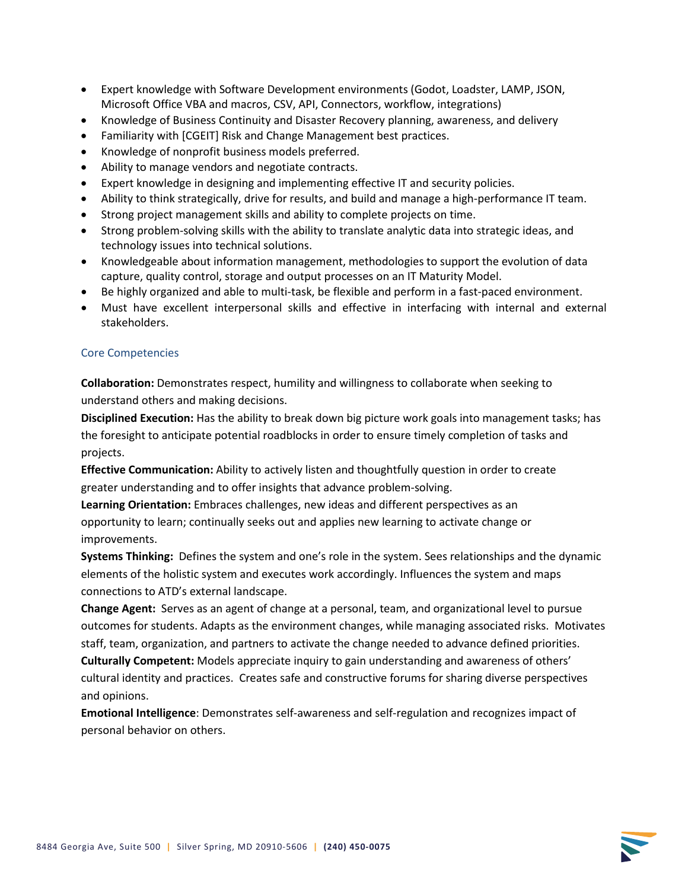- Expert knowledge with Software Development environments (Godot, Loadster, LAMP, JSON, Microsoft Office VBA and macros, CSV, API, Connectors, workflow, integrations)
- Knowledge of Business Continuity and Disaster Recovery planning, awareness, and delivery
- Familiarity with [CGEIT] Risk and Change Management best practices.
- Knowledge of nonprofit business models preferred.
- Ability to manage vendors and negotiate contracts.
- Expert knowledge in designing and implementing effective IT and security policies.
- Ability to think strategically, drive for results, and build and manage a high-performance IT team.
- Strong project management skills and ability to complete projects on time.
- Strong problem-solving skills with the ability to translate analytic data into strategic ideas, and technology issues into technical solutions.
- Knowledgeable about information management, methodologies to support the evolution of data capture, quality control, storage and output processes on an IT Maturity Model.
- Be highly organized and able to multi-task, be flexible and perform in a fast-paced environment.
- Must have excellent interpersonal skills and effective in interfacing with internal and external stakeholders.

## Core Competencies

**Collaboration:** Demonstrates respect, humility and willingness to collaborate when seeking to understand others and making decisions.
**Disciplined Execution:** Has the ability to break down big picture work goals into management tasks; has the foresight to anticipate potential roadblocks in order to ensure timely completion of tasks and projects.
**Effective Communication:** Ability to actively listen and thoughtfully question in order to create greater understanding and to offer insights that advance problem-solving.
**Learning Orientation:** Embraces challenges, new ideas and different perspectives as an opportunity to learn; continually seeks out and applies new learning to activate change or improvements.
**Systems Thinking:** Defines the system and one's role in the system. Sees relationships and the dynamic elements of the holistic system and executes work accordingly. Influences the system and maps connections to ATD's external landscape.
**Change Agent:** Serves as an agent of change at a personal, team, and organizational level to pursue outcomes for students. Adapts as the environment changes, while managing associated risks. Motivates staff, team, organization, and partners to activate the change needed to advance defined priorities.
**Culturally Competent:** Models appreciate inquiry to gain understanding and awareness of others' cultural identity and practices. Creates safe and constructive forums for sharing diverse perspectives and opinions.
**Emotional Intelligence**: Demonstrates self-awareness and self-regulation and recognizes impact of personal behavior on others.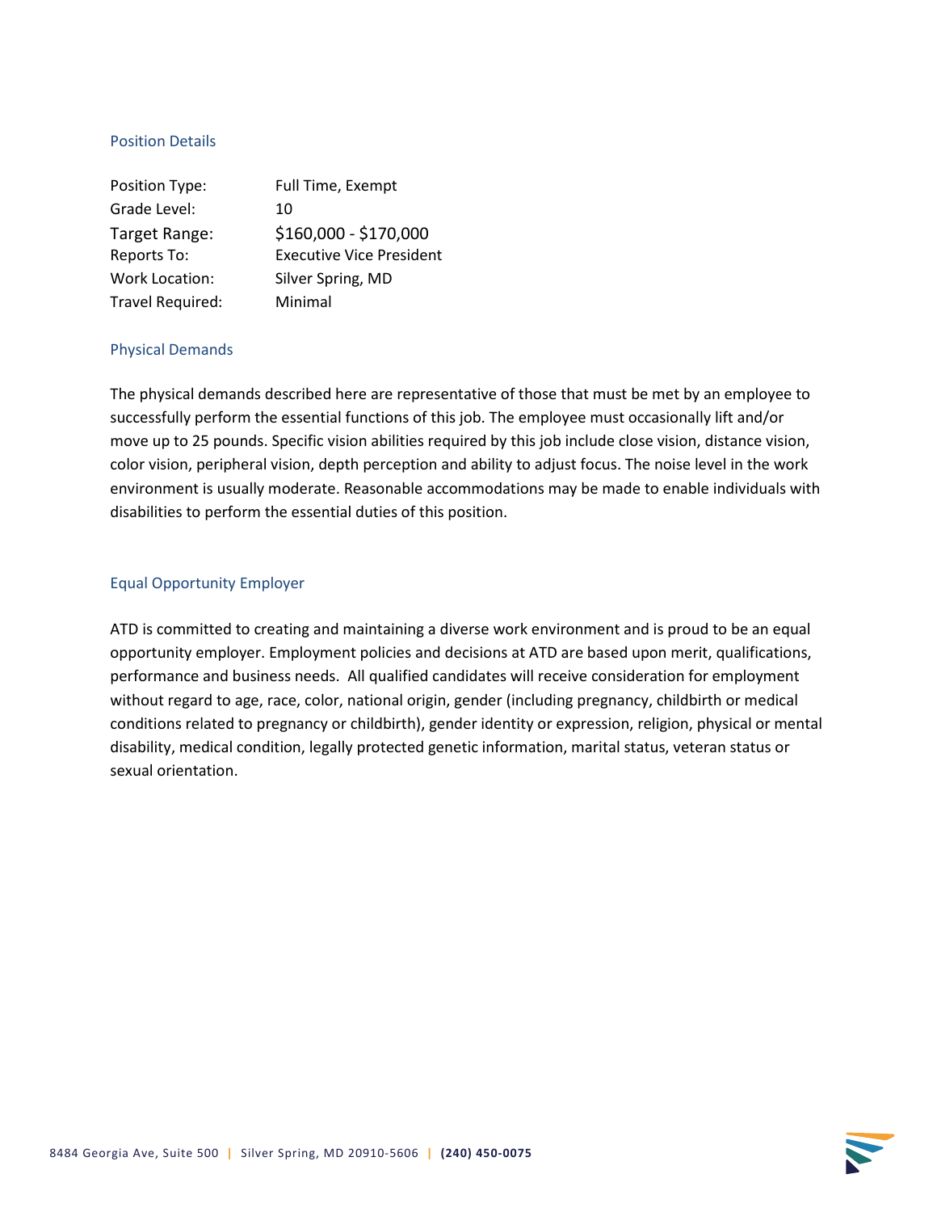## Position Details

| | |
|---|---|
| Position Type: | Full Time, Exempt |
| Grade Level: | 10 |
| Target Range: | $160,000 - $170,000 |
| Reports To: | Executive Vice President |
| Work Location: | Silver Spring, MD |
| Travel Required: | Minimal |

## Physical Demands

The physical demands described here are representative of those that must be met by an employee to successfully perform the essential functions of this job. The employee must occasionally lift and/or move up to 25 pounds. Specific vision abilities required by this job include close vision, distance vision, color vision, peripheral vision, depth perception and ability to adjust focus. The noise level in the work environment is usually moderate. Reasonable accommodations may be made to enable individuals with disabilities to perform the essential duties of this position.

## Equal Opportunity Employer

ATD is committed to creating and maintaining a diverse work environment and is proud to be an equal opportunity employer. Employment policies and decisions at ATD are based upon merit, qualifications, performance and business needs. All qualified candidates will receive consideration for employment without regard to age, race, color, national origin, gender (including pregnancy, childbirth or medical conditions related to pregnancy or childbirth), gender identity or expression, religion, physical or mental disability, medical condition, legally protected genetic information, marital status, veteran status or sexual orientation.